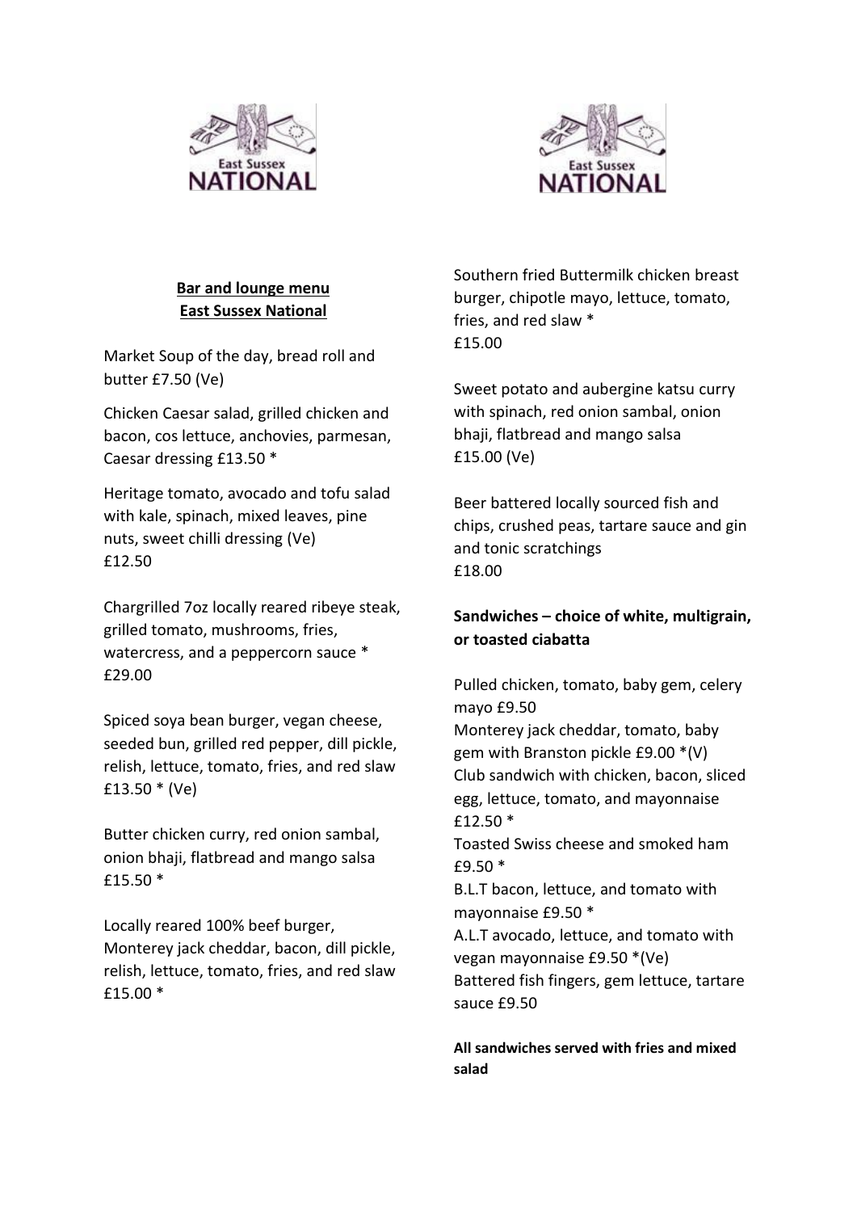**Bar and lounge menu**
**East Sussex National**

Market Soup of the day, bread roll and butter £7.50 (Ve)

Chicken Caesar salad, grilled chicken and bacon, cos lettuce, anchovies, parmesan, Caesar dressing £13.50 *

Heritage tomato, avocado and tofu salad with kale, spinach, mixed leaves, pine nuts, sweet chilli dressing (Ve)
£12.50

Chargrilled 7oz locally reared ribeye steak, grilled tomato, mushrooms, fries, watercress, and a peppercorn sauce *
£29.00

Spiced soya bean burger, vegan cheese, seeded bun, grilled red pepper, dill pickle, relish, lettuce, tomato, fries, and red slaw
£13.50 * (Ve)

Butter chicken curry, red onion sambal, onion bhaji, flatbread and mango salsa
£15.50 *

Locally reared 100% beef burger, Monterey jack cheddar, bacon, dill pickle, relish, lettuce, tomato, fries, and red slaw
£15.00 *

Southern fried Buttermilk chicken breast burger, chipotle mayo, lettuce, tomato, fries, and red slaw *
£15.00

Sweet potato and aubergine katsu curry with spinach, red onion sambal, onion bhaji, flatbread and mango salsa
£15.00 (Ve)

Beer battered locally sourced fish and chips, crushed peas, tartare sauce and gin and tonic scratchings
£18.00

**Sandwiches – choice of white, multigrain, or toasted ciabatta**

Pulled chicken, tomato, baby gem, celery mayo £9.50
Monterey jack cheddar, tomato, baby gem with Branston pickle £9.00 *(V)
Club sandwich with chicken, bacon, sliced egg, lettuce, tomato, and mayonnaise
£12.50 *
Toasted Swiss cheese and smoked ham
£9.50 *
B.L.T bacon, lettuce, and tomato with mayonnaise £9.50 *
A.L.T avocado, lettuce, and tomato with vegan mayonnaise £9.50 *(Ve)
Battered fish fingers, gem lettuce, tartare sauce £9.50

**All sandwiches served with fries and mixed salad**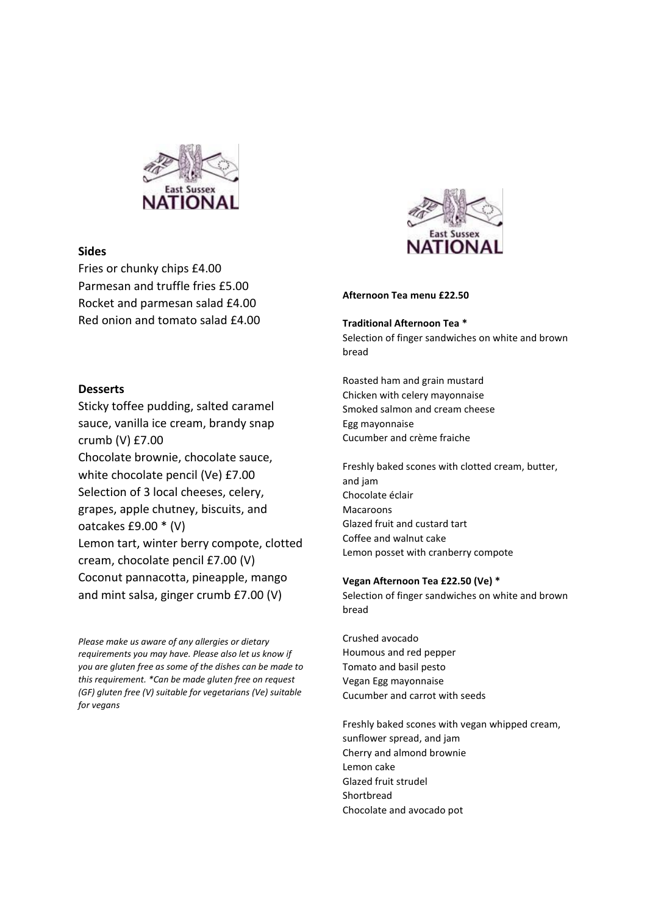## Sides

Fries or chunky chips £4.00
Parmesan and truffle fries £5.00
Rocket and parmesan salad £4.00
Red onion and tomato salad £4.00

## Desserts

Sticky toffee pudding, salted caramel sauce, vanilla ice cream, brandy snap crumb (V) £7.00
Chocolate brownie, chocolate sauce, white chocolate pencil (Ve) £7.00
Selection of 3 local cheeses, celery, grapes, apple chutney, biscuits, and oatcakes £9.00 * (V)
Lemon tart, winter berry compote, clotted cream, chocolate pencil £7.00 (V)
Coconut pannacotta, pineapple, mango and mint salsa, ginger crumb £7.00 (V)

*Please make us aware of any allergies or dietary requirements you may have. Please also let us know if you are gluten free as some of the dishes can be made to this requirement. *Can be made gluten free on request (GF) gluten free (V) suitable for vegetarians (Ve) suitable for vegans*

**Afternoon Tea menu £22.50**

**Traditional Afternoon Tea ***
Selection of finger sandwiches on white and brown bread

Roasted ham and grain mustard
Chicken with celery mayonnaise
Smoked salmon and cream cheese
Egg mayonnaise
Cucumber and crème fraiche

Freshly baked scones with clotted cream, butter, and jam
Chocolate éclair
Macaroons
Glazed fruit and custard tart
Coffee and walnut cake
Lemon posset with cranberry compote

**Vegan Afternoon Tea £22.50 (Ve) ***
Selection of finger sandwiches on white and brown bread

Crushed avocado
Houmous and red pepper
Tomato and basil pesto
Vegan Egg mayonnaise
Cucumber and carrot with seeds

Freshly baked scones with vegan whipped cream, sunflower spread, and jam
Cherry and almond brownie
Lemon cake
Glazed fruit strudel
Shortbread
Chocolate and avocado pot